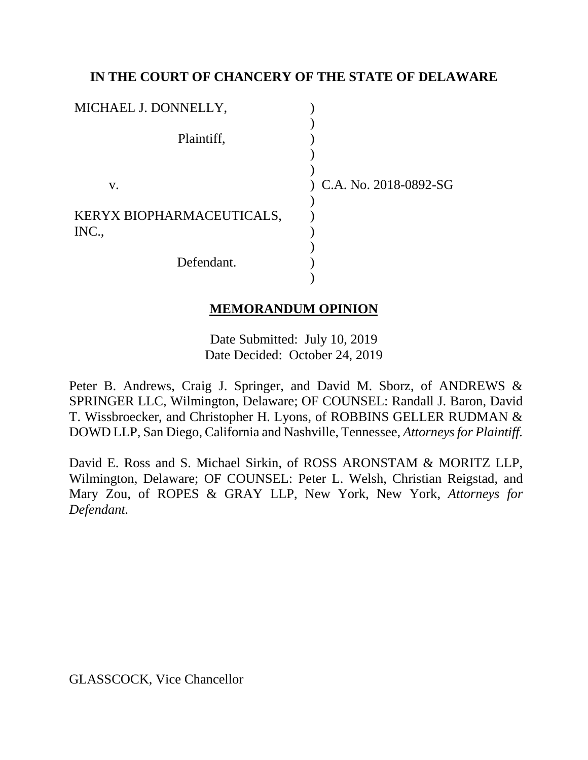**IN THE COURT OF CHANCERY OF THE STATE OF DELAWARE**

| | | |
|---|---|---|
| MICHAEL J. DONNELLY, | ) | |
| | ) | |
| Plaintiff, | ) | |
| | ) | |
| | ) | |
| v. | ) | C.A. No. 2018-0892-SG |
| | ) | |
| KERYX BIOPHARMACEUTICALS, INC., | ) | |
| | ) | |
| Defendant. | ) | |
| | ) | |

**MEMORANDUM OPINION**

Date Submitted: July 10, 2019
Date Decided: October 24, 2019

Peter B. Andrews, Craig J. Springer, and David M. Sborz, of ANDREWS & SPRINGER LLC, Wilmington, Delaware; OF COUNSEL: Randall J. Baron, David T. Wissbroecker, and Christopher H. Lyons, of ROBBINS GELLER RUDMAN & DOWD LLP, San Diego, California and Nashville, Tennessee, *Attorneys for Plaintiff.*

David E. Ross and S. Michael Sirkin, of ROSS ARONSTAM & MORITZ LLP, Wilmington, Delaware; OF COUNSEL: Peter L. Welsh, Christian Reigstad, and Mary Zou, of ROPES & GRAY LLP, New York, New York, *Attorneys for Defendant.*

GLASSCOCK, Vice Chancellor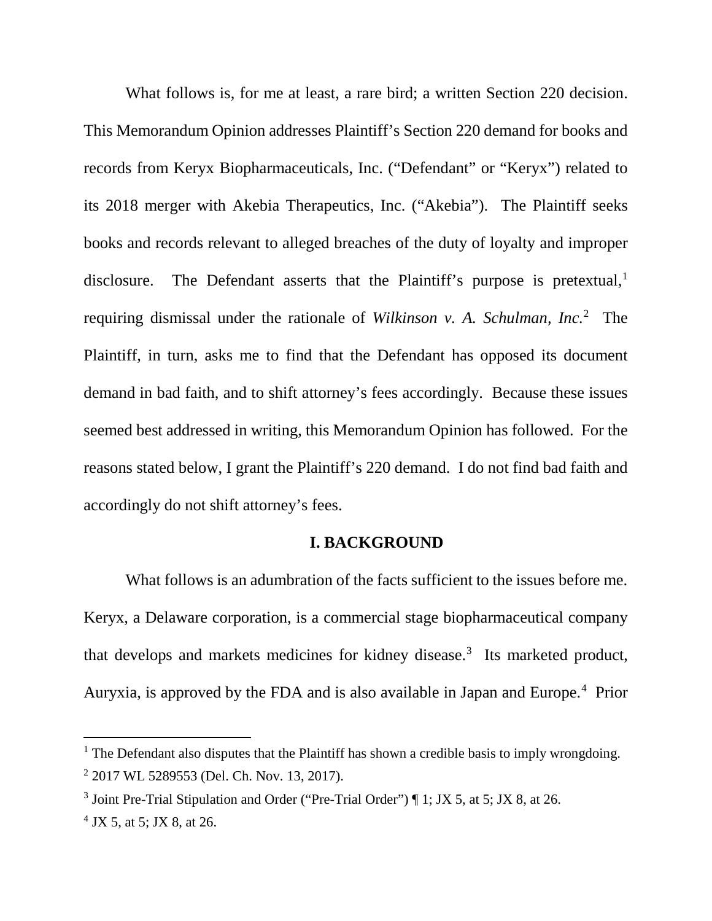What follows is, for me at least, a rare bird; a written Section 220 decision. This Memorandum Opinion addresses Plaintiff's Section 220 demand for books and records from Keryx Biopharmaceuticals, Inc. ("Defendant" or "Keryx") related to its 2018 merger with Akebia Therapeutics, Inc. ("Akebia"). The Plaintiff seeks books and records relevant to alleged breaches of the duty of loyalty and improper disclosure. The Defendant asserts that the Plaintiff's purpose is pretextual,[1] requiring dismissal under the rationale of *Wilkinson v. A. Schulman, Inc.*[2] The Plaintiff, in turn, asks me to find that the Defendant has opposed its document demand in bad faith, and to shift attorney's fees accordingly. Because these issues seemed best addressed in writing, this Memorandum Opinion has followed. For the reasons stated below, I grant the Plaintiff's 220 demand. I do not find bad faith and accordingly do not shift attorney's fees.

## I. BACKGROUND

What follows is an adumbration of the facts sufficient to the issues before me. Keryx, a Delaware corporation, is a commercial stage biopharmaceutical company that develops and markets medicines for kidney disease.[3] Its marketed product, Auryxia, is approved by the FDA and is also available in Japan and Europe.[4] Prior

---

[1] The Defendant also disputes that the Plaintiff has shown a credible basis to imply wrongdoing.

[2] 2017 WL 5289553 (Del. Ch. Nov. 13, 2017).

[3] Joint Pre-Trial Stipulation and Order ("Pre-Trial Order") ¶ 1; JX 5, at 5; JX 8, at 26.

[4] JX 5, at 5; JX 8, at 26.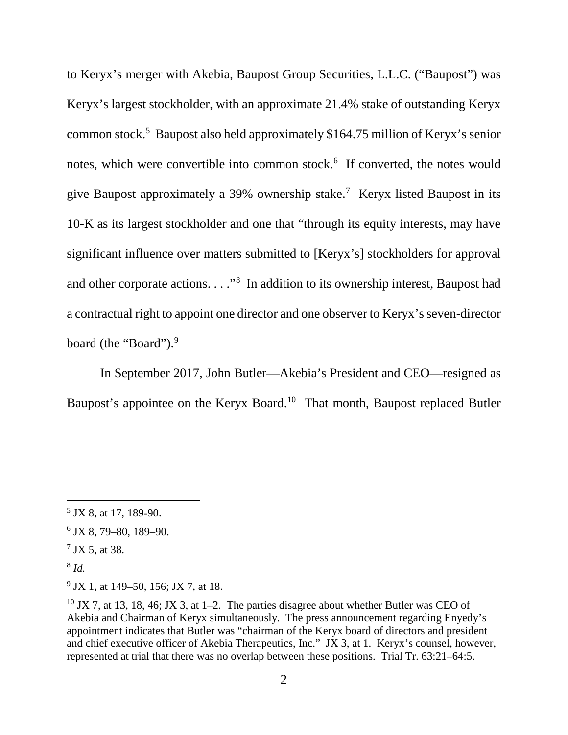to Keryx's merger with Akebia, Baupost Group Securities, L.L.C. ("Baupost") was Keryx's largest stockholder, with an approximate 21.4% stake of outstanding Keryx common stock.[5] Baupost also held approximately $164.75 million of Keryx's senior notes, which were convertible into common stock.[6] If converted, the notes would give Baupost approximately a 39% ownership stake.[7] Keryx listed Baupost in its 10-K as its largest stockholder and one that "through its equity interests, may have significant influence over matters submitted to [Keryx's] stockholders for approval and other corporate actions. . . ."[8] In addition to its ownership interest, Baupost had a contractual right to appoint one director and one observer to Keryx's seven-director board (the "Board").[9]

In September 2017, John Butler—Akebia's President and CEO—resigned as Baupost's appointee on the Keryx Board.[10] That month, Baupost replaced Butler

---

[5] JX 8, at 17, 189-90.

[6] JX 8, 79–80, 189–90.

[7] JX 5, at 38.

[8] *Id.*

[9] JX 1, at 149–50, 156; JX 7, at 18.

[10] JX 7, at 13, 18, 46; JX 3, at 1–2. The parties disagree about whether Butler was CEO of Akebia and Chairman of Keryx simultaneously. The press announcement regarding Enyedy's appointment indicates that Butler was "chairman of the Keryx board of directors and president and chief executive officer of Akebia Therapeutics, Inc." JX 3, at 1. Keryx's counsel, however, represented at trial that there was no overlap between these positions. Trial Tr. 63:21–64:5.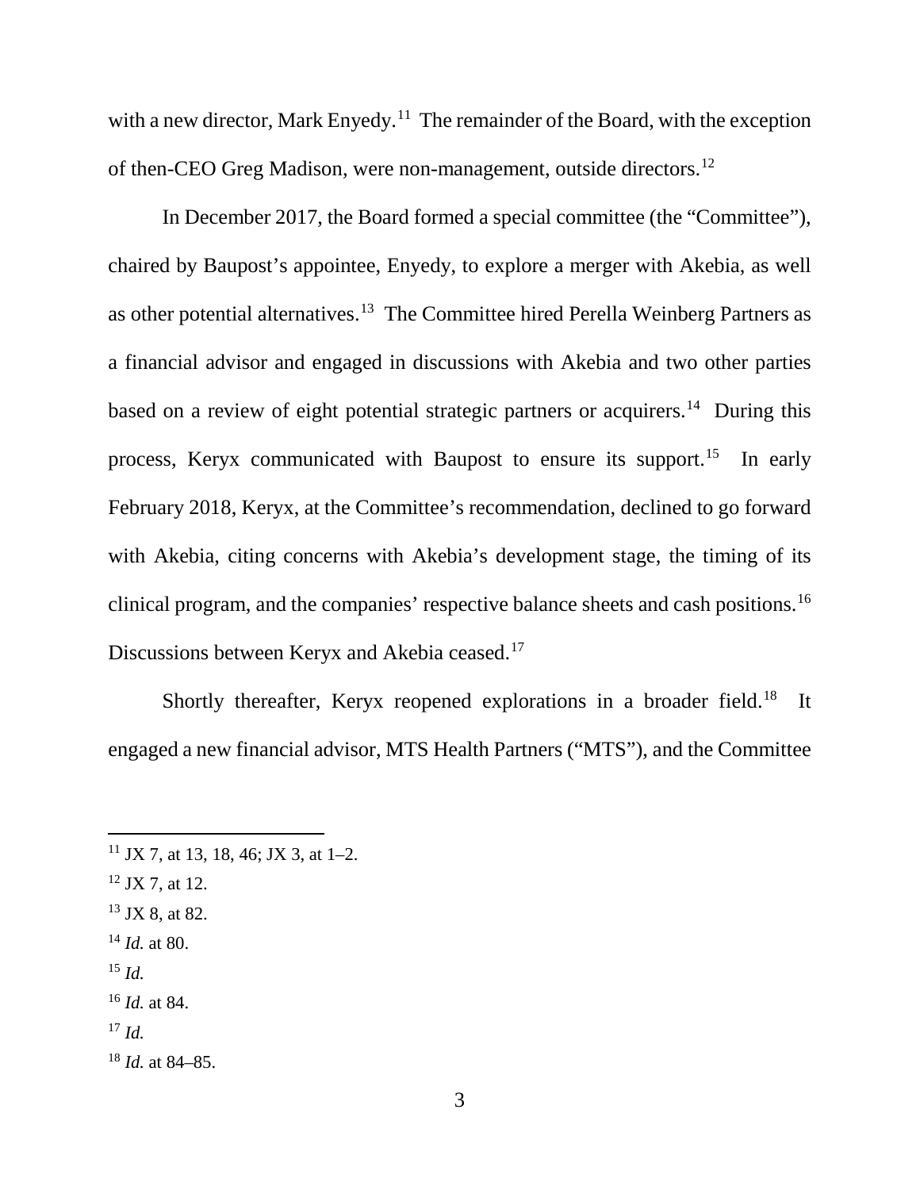with a new director, Mark Enyedy.[11] The remainder of the Board, with the exception of then-CEO Greg Madison, were non-management, outside directors.[12]

In December 2017, the Board formed a special committee (the "Committee"), chaired by Baupost's appointee, Enyedy, to explore a merger with Akebia, as well as other potential alternatives.[13] The Committee hired Perella Weinberg Partners as a financial advisor and engaged in discussions with Akebia and two other parties based on a review of eight potential strategic partners or acquirers.[14] During this process, Keryx communicated with Baupost to ensure its support.[15] In early February 2018, Keryx, at the Committee's recommendation, declined to go forward with Akebia, citing concerns with Akebia's development stage, the timing of its clinical program, and the companies' respective balance sheets and cash positions.[16] Discussions between Keryx and Akebia ceased.[17]

Shortly thereafter, Keryx reopened explorations in a broader field.[18] It engaged a new financial advisor, MTS Health Partners ("MTS"), and the Committee

---

[11] JX 7, at 13, 18, 46; JX 3, at 1–2.

[12] JX 7, at 12.

[13] JX 8, at 82.

[14] *Id.* at 80.

[15] *Id.*

[16] *Id.* at 84.

[17] *Id.*

[18] *Id.* at 84–85.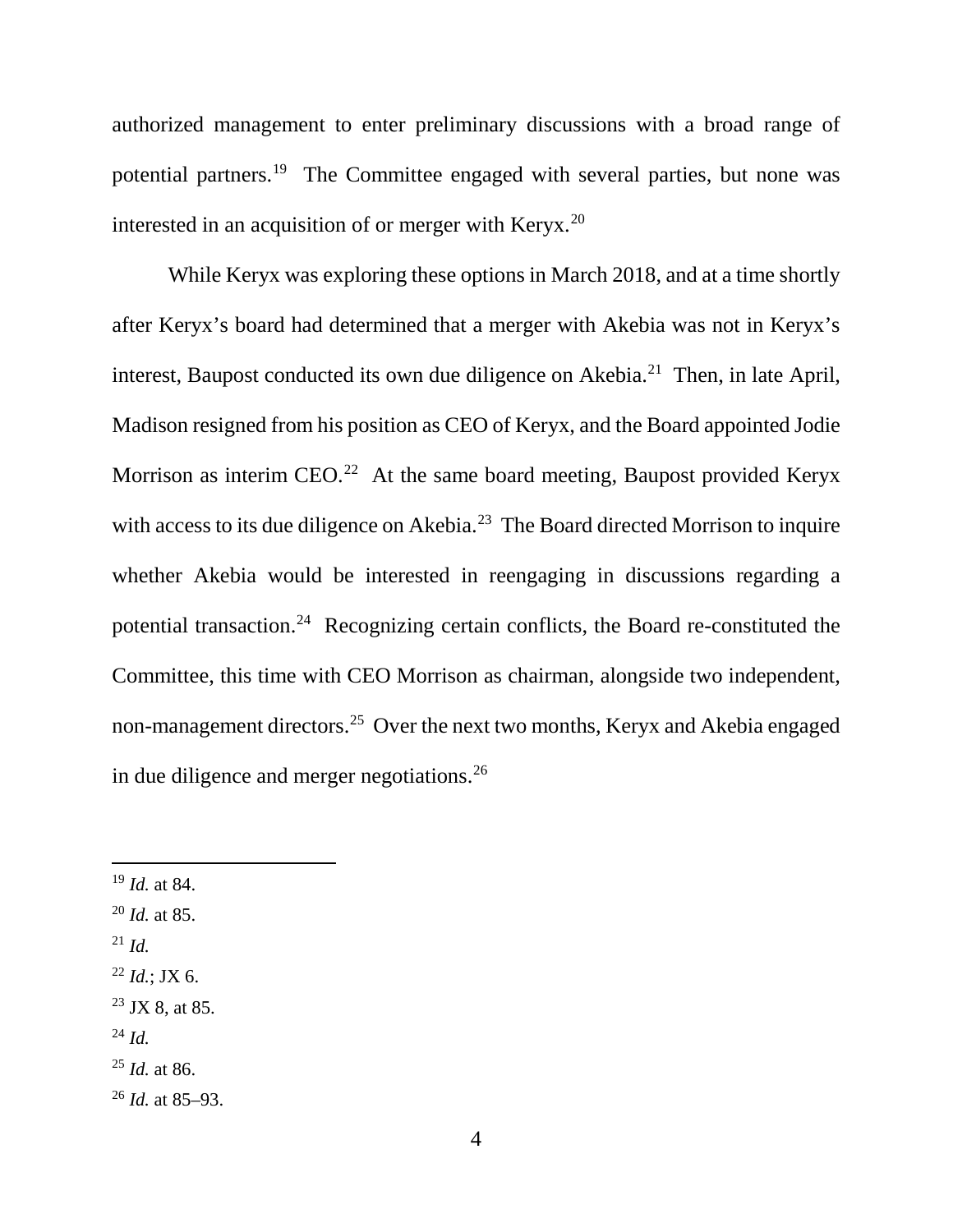authorized management to enter preliminary discussions with a broad range of potential partners.[19] The Committee engaged with several parties, but none was interested in an acquisition of or merger with Keryx.[20]

While Keryx was exploring these options in March 2018, and at a time shortly after Keryx's board had determined that a merger with Akebia was not in Keryx's interest, Baupost conducted its own due diligence on Akebia.[21] Then, in late April, Madison resigned from his position as CEO of Keryx, and the Board appointed Jodie Morrison as interim CEO.[22] At the same board meeting, Baupost provided Keryx with access to its due diligence on Akebia.[23] The Board directed Morrison to inquire whether Akebia would be interested in reengaging in discussions regarding a potential transaction.[24] Recognizing certain conflicts, the Board re-constituted the Committee, this time with CEO Morrison as chairman, alongside two independent, non-management directors.[25] Over the next two months, Keryx and Akebia engaged in due diligence and merger negotiations.[26]

---

[19] *Id.* at 84.

[20] *Id.* at 85.

[21] *Id.*

[22] *Id.*; JX 6.

[23] JX 8, at 85.

[24] *Id.*

[25] *Id.* at 86.

[26] *Id.* at 85–93.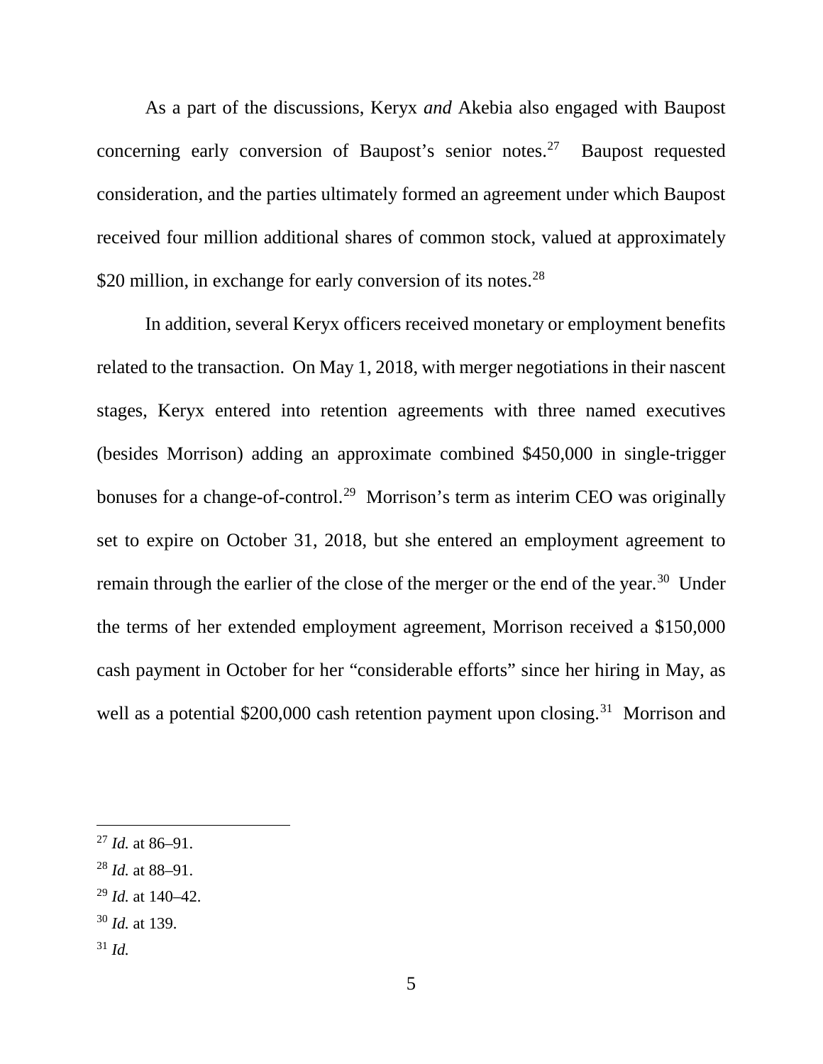As a part of the discussions, Keryx *and* Akebia also engaged with Baupost concerning early conversion of Baupost's senior notes.[27] Baupost requested consideration, and the parties ultimately formed an agreement under which Baupost received four million additional shares of common stock, valued at approximately $20 million, in exchange for early conversion of its notes.[28]

In addition, several Keryx officers received monetary or employment benefits related to the transaction. On May 1, 2018, with merger negotiations in their nascent stages, Keryx entered into retention agreements with three named executives (besides Morrison) adding an approximate combined $450,000 in single-trigger bonuses for a change-of-control.[29] Morrison's term as interim CEO was originally set to expire on October 31, 2018, but she entered an employment agreement to remain through the earlier of the close of the merger or the end of the year.[30] Under the terms of her extended employment agreement, Morrison received a $150,000 cash payment in October for her "considerable efforts" since her hiring in May, as well as a potential $200,000 cash retention payment upon closing.[31] Morrison and

---

[27] *Id.* at 86–91.

[28] *Id.* at 88–91.

[29] *Id.* at 140–42.

[30] *Id.* at 139.

[31] *Id.*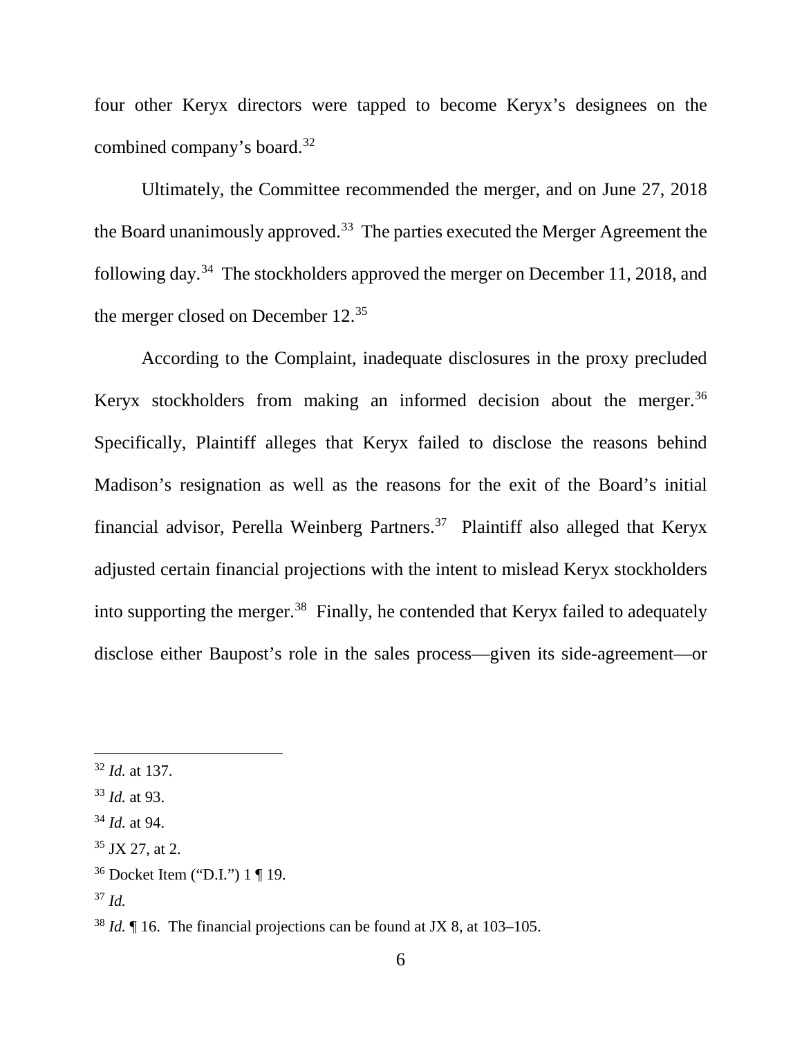four other Keryx directors were tapped to become Keryx's designees on the combined company's board.[32]

Ultimately, the Committee recommended the merger, and on June 27, 2018 the Board unanimously approved.[33] The parties executed the Merger Agreement the following day.[34] The stockholders approved the merger on December 11, 2018, and the merger closed on December 12.[35]

According to the Complaint, inadequate disclosures in the proxy precluded Keryx stockholders from making an informed decision about the merger.[36] Specifically, Plaintiff alleges that Keryx failed to disclose the reasons behind Madison's resignation as well as the reasons for the exit of the Board's initial financial advisor, Perella Weinberg Partners.[37] Plaintiff also alleged that Keryx adjusted certain financial projections with the intent to mislead Keryx stockholders into supporting the merger.[38] Finally, he contended that Keryx failed to adequately disclose either Baupost's role in the sales process—given its side-agreement—or

---

[32] *Id.* at 137.

[33] *Id.* at 93.

[34] *Id.* at 94.

[35] JX 27, at 2.

[36] Docket Item ("D.I.") 1 ¶ 19.

[37] *Id.*

[38] *Id.* ¶ 16. The financial projections can be found at JX 8, at 103–105.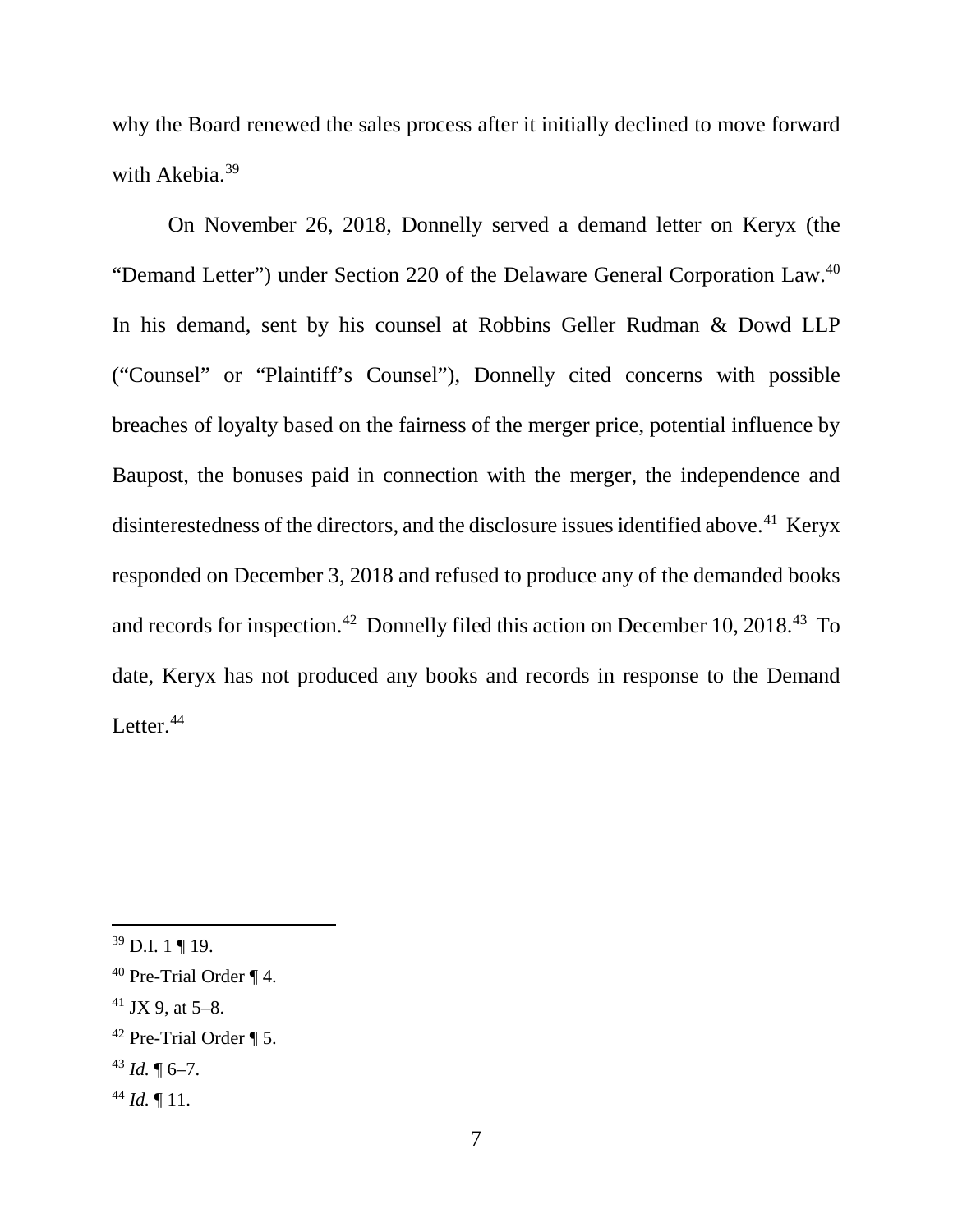why the Board renewed the sales process after it initially declined to move forward with Akebia.[39]

On November 26, 2018, Donnelly served a demand letter on Keryx (the "Demand Letter") under Section 220 of the Delaware General Corporation Law.[40] In his demand, sent by his counsel at Robbins Geller Rudman & Dowd LLP ("Counsel" or "Plaintiff's Counsel"), Donnelly cited concerns with possible breaches of loyalty based on the fairness of the merger price, potential influence by Baupost, the bonuses paid in connection with the merger, the independence and disinterestedness of the directors, and the disclosure issues identified above.[41] Keryx responded on December 3, 2018 and refused to produce any of the demanded books and records for inspection.[42] Donnelly filed this action on December 10, 2018.[43] To date, Keryx has not produced any books and records in response to the Demand Letter.[44]

---

[39] D.I. 1 ¶ 19.

[40] Pre-Trial Order ¶ 4.

[41] JX 9, at 5–8.

[42] Pre-Trial Order ¶ 5.

[43] *Id.* ¶ 6–7.

[44] *Id.* ¶ 11.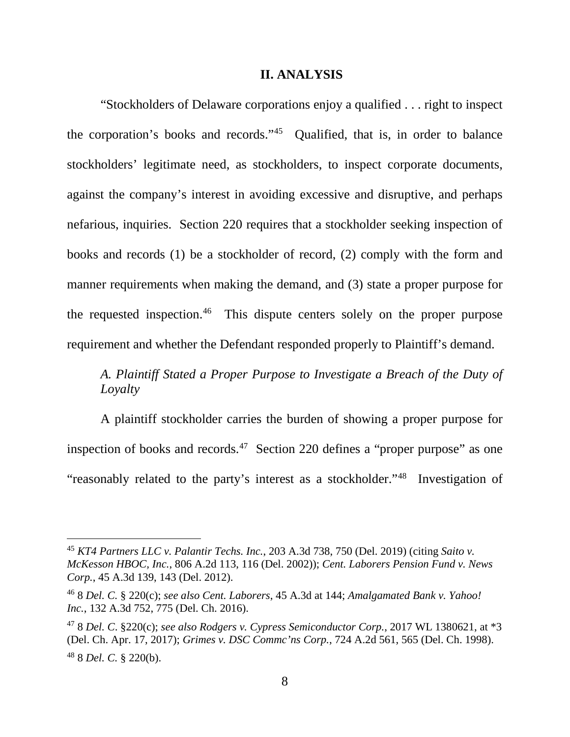## II. ANALYSIS

"Stockholders of Delaware corporations enjoy a qualified . . . right to inspect the corporation's books and records."[45] Qualified, that is, in order to balance stockholders' legitimate need, as stockholders, to inspect corporate documents, against the company's interest in avoiding excessive and disruptive, and perhaps nefarious, inquiries. Section 220 requires that a stockholder seeking inspection of books and records (1) be a stockholder of record, (2) comply with the form and manner requirements when making the demand, and (3) state a proper purpose for the requested inspection.[46] This dispute centers solely on the proper purpose requirement and whether the Defendant responded properly to Plaintiff's demand.

### *A. Plaintiff Stated a Proper Purpose to Investigate a Breach of the Duty of Loyalty*

A plaintiff stockholder carries the burden of showing a proper purpose for inspection of books and records.[47] Section 220 defines a "proper purpose" as one "reasonably related to the party's interest as a stockholder."[48] Investigation of

---

[45] *KT4 Partners LLC v. Palantir Techs. Inc.*, 203 A.3d 738, 750 (Del. 2019) (citing *Saito v. McKesson HBOC, Inc.*, 806 A.2d 113, 116 (Del. 2002)); *Cent. Laborers Pension Fund v. News Corp.*, 45 A.3d 139, 143 (Del. 2012).

[46] 8 *Del. C.* § 220(c); *see also Cent. Laborers*, 45 A.3d at 144; *Amalgamated Bank v. Yahoo! Inc.*, 132 A.3d 752, 775 (Del. Ch. 2016).

[47] 8 *Del. C.* §220(c); *see also Rodgers v. Cypress Semiconductor Corp.*, 2017 WL 1380621, at *3 (Del. Ch. Apr. 17, 2017); *Grimes v. DSC Commc'ns Corp.*, 724 A.2d 561, 565 (Del. Ch. 1998).

[48] 8 *Del. C.* § 220(b).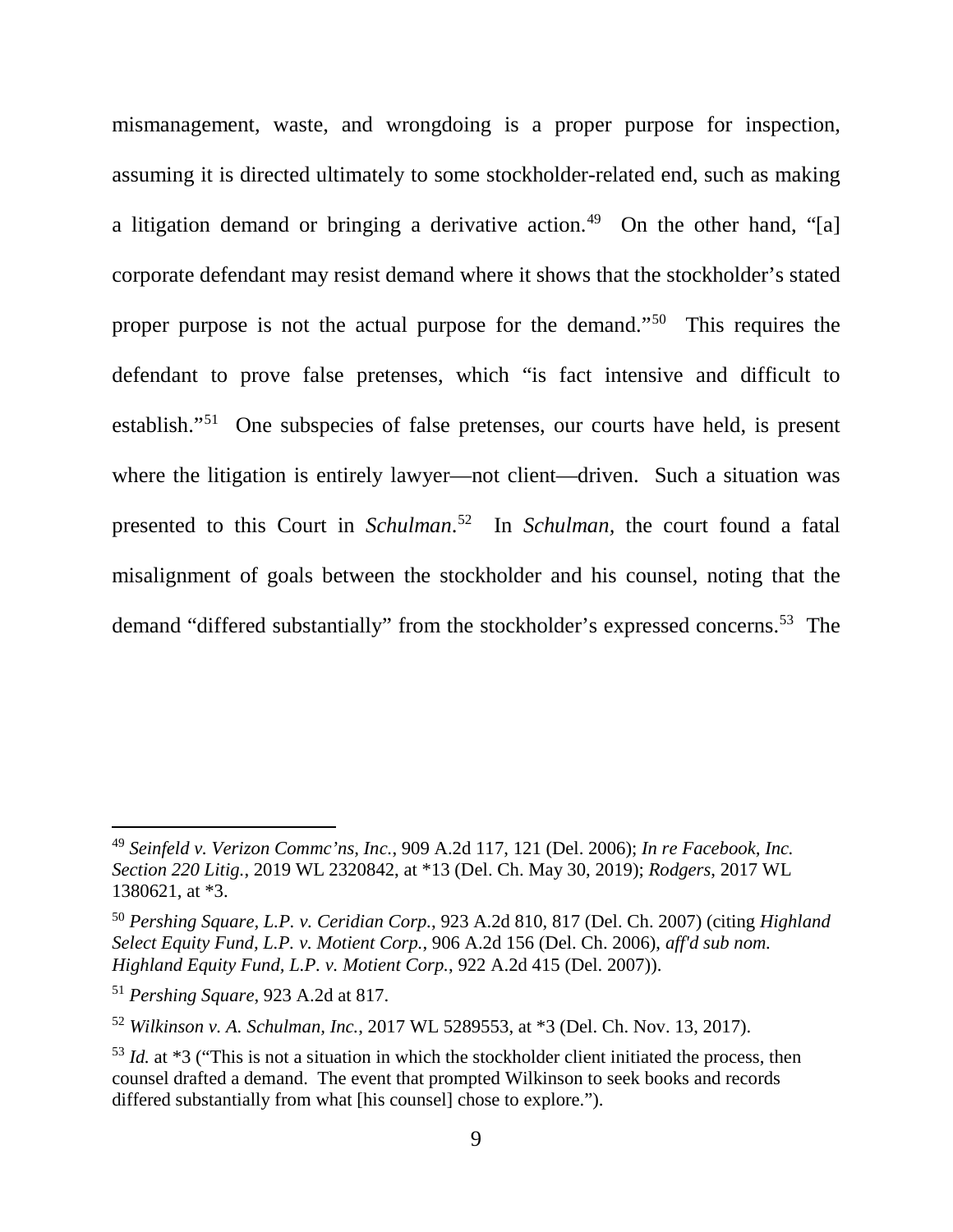mismanagement, waste, and wrongdoing is a proper purpose for inspection, assuming it is directed ultimately to some stockholder-related end, such as making a litigation demand or bringing a derivative action.[49] On the other hand, "[a] corporate defendant may resist demand where it shows that the stockholder's stated proper purpose is not the actual purpose for the demand."[50] This requires the defendant to prove false pretenses, which "is fact intensive and difficult to establish."[51] One subspecies of false pretenses, our courts have held, is present where the litigation is entirely lawyer—not client—driven. Such a situation was presented to this Court in *Schulman*.[52] In *Schulman*, the court found a fatal misalignment of goals between the stockholder and his counsel, noting that the demand "differed substantially" from the stockholder's expressed concerns.[53] The

---

[49] *Seinfeld v. Verizon Commc'ns, Inc.*, 909 A.2d 117, 121 (Del. 2006); *In re Facebook, Inc. Section 220 Litig.*, 2019 WL 2320842, at *13 (Del. Ch. May 30, 2019); *Rodgers*, 2017 WL 1380621, at *3.

[50] *Pershing Square, L.P. v. Ceridian Corp.*, 923 A.2d 810, 817 (Del. Ch. 2007) (citing *Highland Select Equity Fund, L.P. v. Motient Corp.*, 906 A.2d 156 (Del. Ch. 2006), *aff'd sub nom. Highland Equity Fund, L.P. v. Motient Corp.*, 922 A.2d 415 (Del. 2007)).

[51] *Pershing Square*, 923 A.2d at 817.

[52] *Wilkinson v. A. Schulman, Inc.*, 2017 WL 5289553, at *3 (Del. Ch. Nov. 13, 2017).

[53] *Id.* at *3 ("This is not a situation in which the stockholder client initiated the process, then counsel drafted a demand. The event that prompted Wilkinson to seek books and records differed substantially from what [his counsel] chose to explore.").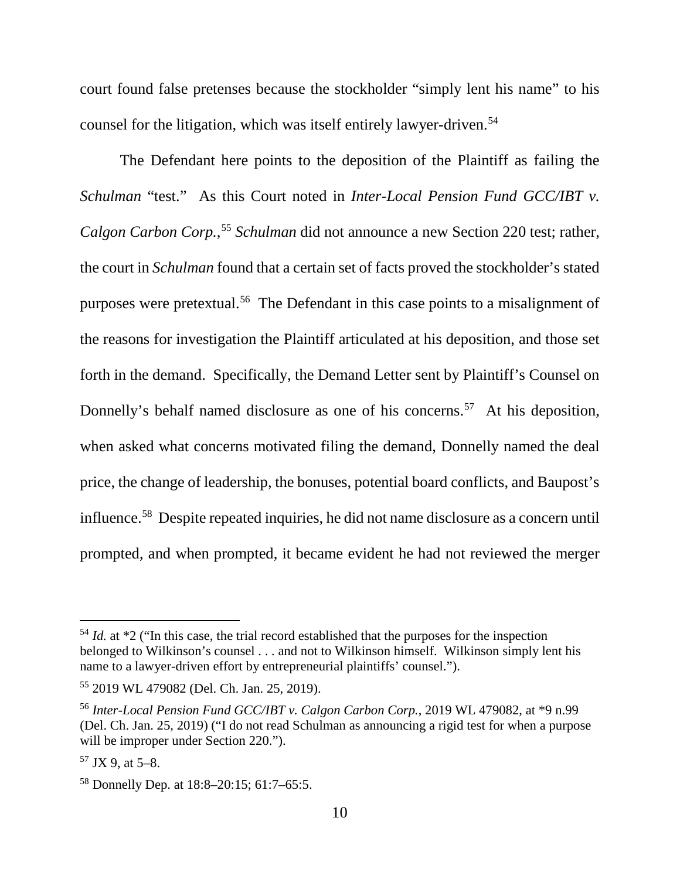court found false pretenses because the stockholder "simply lent his name" to his counsel for the litigation, which was itself entirely lawyer-driven.[54]

The Defendant here points to the deposition of the Plaintiff as failing the *Schulman* "test." As this Court noted in *Inter-Local Pension Fund GCC/IBT v. Calgon Carbon Corp.*,[55] *Schulman* did not announce a new Section 220 test; rather, the court in *Schulman* found that a certain set of facts proved the stockholder's stated purposes were pretextual.[56] The Defendant in this case points to a misalignment of the reasons for investigation the Plaintiff articulated at his deposition, and those set forth in the demand. Specifically, the Demand Letter sent by Plaintiff's Counsel on Donnelly's behalf named disclosure as one of his concerns.[57] At his deposition, when asked what concerns motivated filing the demand, Donnelly named the deal price, the change of leadership, the bonuses, potential board conflicts, and Baupost's influence.[58] Despite repeated inquiries, he did not name disclosure as a concern until prompted, and when prompted, it became evident he had not reviewed the merger

---

[54] *Id.* at *2 ("In this case, the trial record established that the purposes for the inspection belonged to Wilkinson's counsel . . . and not to Wilkinson himself. Wilkinson simply lent his name to a lawyer-driven effort by entrepreneurial plaintiffs' counsel.").

[55] 2019 WL 479082 (Del. Ch. Jan. 25, 2019).

[56] *Inter-Local Pension Fund GCC/IBT v. Calgon Carbon Corp.*, 2019 WL 479082, at *9 n.99 (Del. Ch. Jan. 25, 2019) ("I do not read Schulman as announcing a rigid test for when a purpose will be improper under Section 220.").

[57] JX 9, at 5–8.

[58] Donnelly Dep. at 18:8–20:15; 61:7–65:5.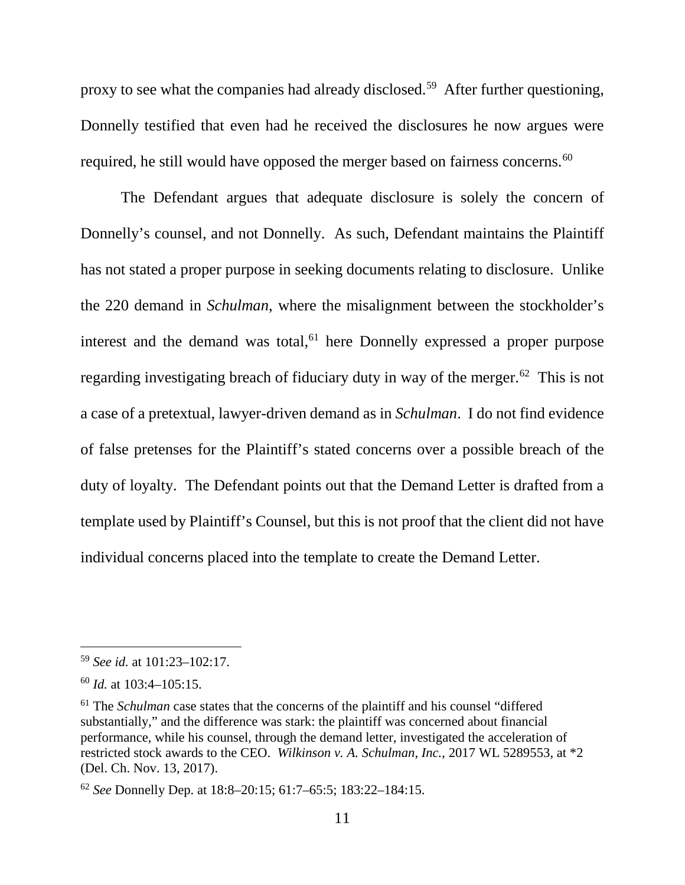proxy to see what the companies had already disclosed.[59] After further questioning, Donnelly testified that even had he received the disclosures he now argues were required, he still would have opposed the merger based on fairness concerns.[60]

The Defendant argues that adequate disclosure is solely the concern of Donnelly's counsel, and not Donnelly. As such, Defendant maintains the Plaintiff has not stated a proper purpose in seeking documents relating to disclosure. Unlike the 220 demand in *Schulman*, where the misalignment between the stockholder's interest and the demand was total,[61] here Donnelly expressed a proper purpose regarding investigating breach of fiduciary duty in way of the merger.[62] This is not a case of a pretextual, lawyer-driven demand as in *Schulman*. I do not find evidence of false pretenses for the Plaintiff's stated concerns over a possible breach of the duty of loyalty. The Defendant points out that the Demand Letter is drafted from a template used by Plaintiff's Counsel, but this is not proof that the client did not have individual concerns placed into the template to create the Demand Letter.

---

[59] *See id.* at 101:23–102:17.

[60] *Id.* at 103:4–105:15.

[61] The *Schulman* case states that the concerns of the plaintiff and his counsel "differed substantially," and the difference was stark: the plaintiff was concerned about financial performance, while his counsel, through the demand letter, investigated the acceleration of restricted stock awards to the CEO. *Wilkinson v. A. Schulman, Inc.*, 2017 WL 5289553, at *2 (Del. Ch. Nov. 13, 2017).

[62] *See* Donnelly Dep. at 18:8–20:15; 61:7–65:5; 183:22–184:15.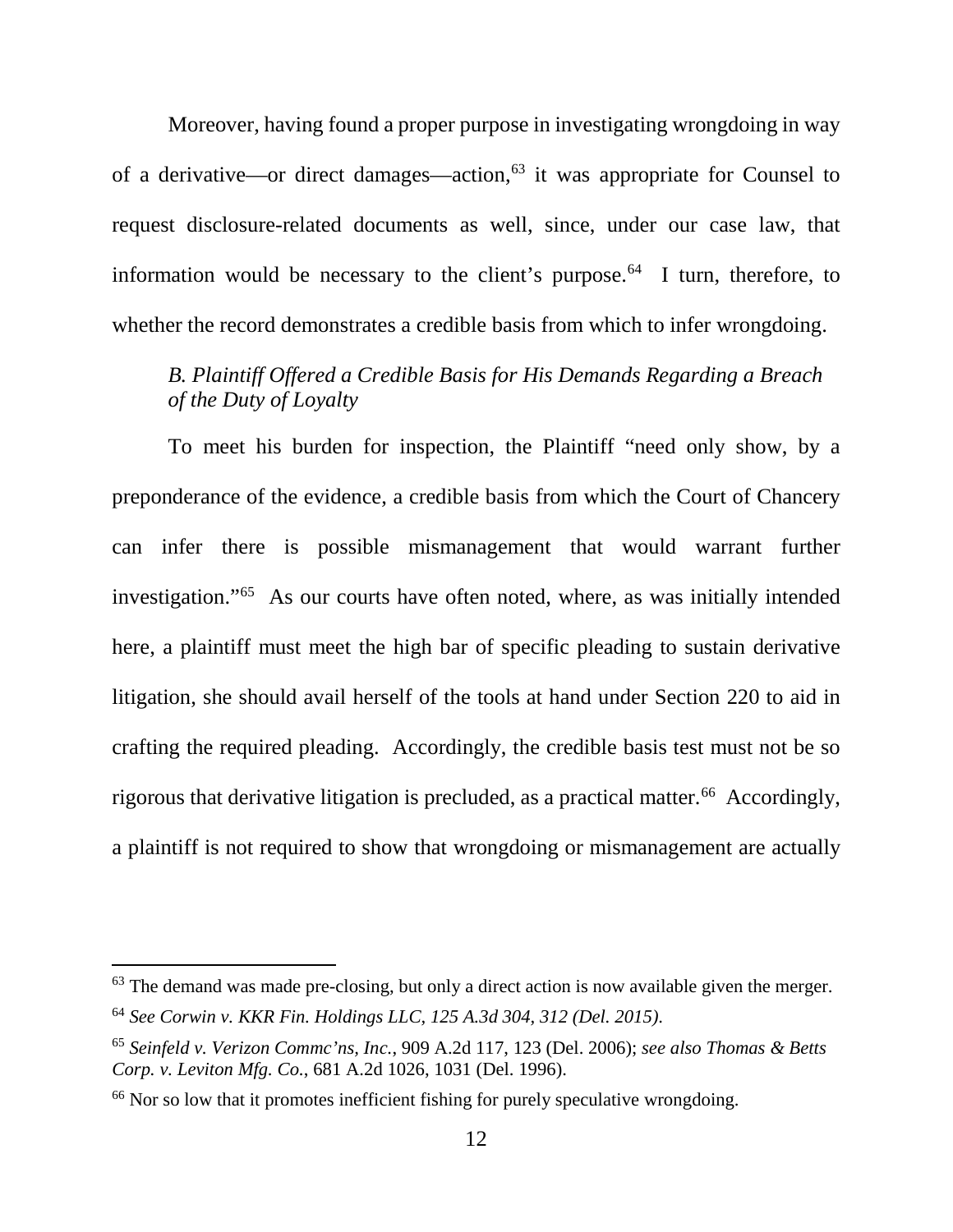Moreover, having found a proper purpose in investigating wrongdoing in way of a derivative—or direct damages—action,[63] it was appropriate for Counsel to request disclosure-related documents as well, since, under our case law, that information would be necessary to the client's purpose.[64] I turn, therefore, to whether the record demonstrates a credible basis from which to infer wrongdoing.

*B. Plaintiff Offered a Credible Basis for His Demands Regarding a Breach of the Duty of Loyalty*

To meet his burden for inspection, the Plaintiff "need only show, by a preponderance of the evidence, a credible basis from which the Court of Chancery can infer there is possible mismanagement that would warrant further investigation."[65] As our courts have often noted, where, as was initially intended here, a plaintiff must meet the high bar of specific pleading to sustain derivative litigation, she should avail herself of the tools at hand under Section 220 to aid in crafting the required pleading. Accordingly, the credible basis test must not be so rigorous that derivative litigation is precluded, as a practical matter.[66] Accordingly, a plaintiff is not required to show that wrongdoing or mismanagement are actually

---

[63] The demand was made pre-closing, but only a direct action is now available given the merger.

[64] *See Corwin v. KKR Fin. Holdings LLC, 125 A.3d 304, 312 (Del. 2015).*

[65] *Seinfeld v. Verizon Commc'ns, Inc.*, 909 A.2d 117, 123 (Del. 2006); *see also Thomas & Betts Corp. v. Leviton Mfg. Co.*, 681 A.2d 1026, 1031 (Del. 1996).

[66] Nor so low that it promotes inefficient fishing for purely speculative wrongdoing.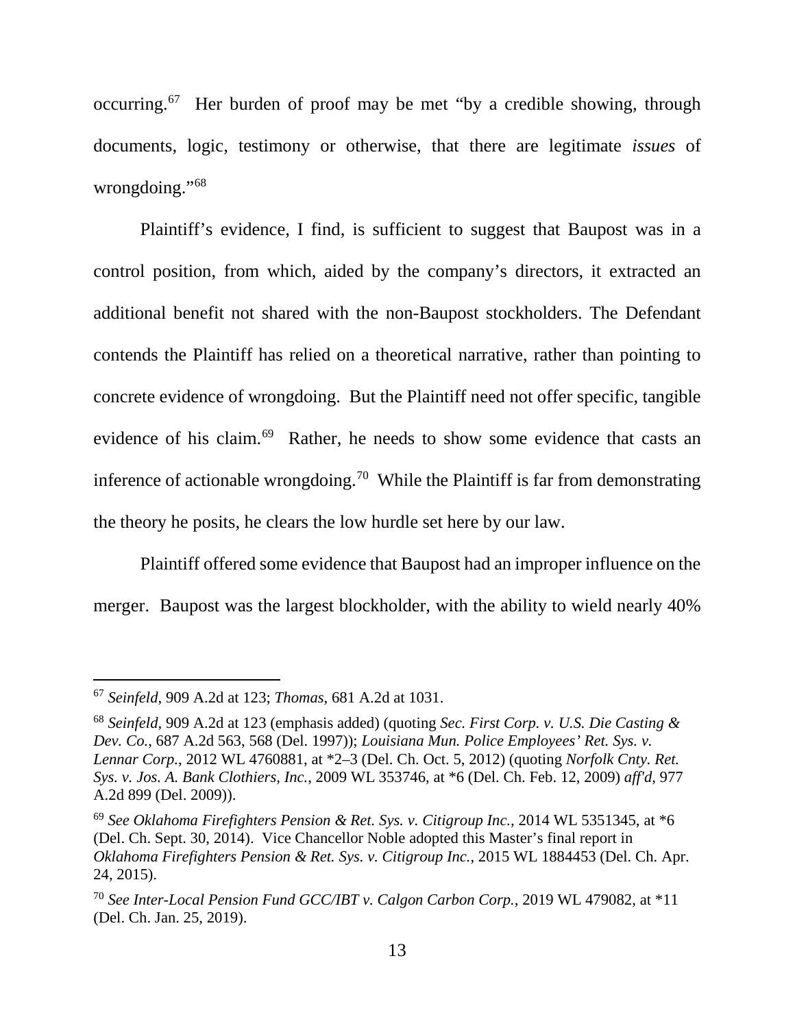occurring.[67] Her burden of proof may be met "by a credible showing, through documents, logic, testimony or otherwise, that there are legitimate *issues* of wrongdoing."[68]

Plaintiff's evidence, I find, is sufficient to suggest that Baupost was in a control position, from which, aided by the company's directors, it extracted an additional benefit not shared with the non-Baupost stockholders. The Defendant contends the Plaintiff has relied on a theoretical narrative, rather than pointing to concrete evidence of wrongdoing. But the Plaintiff need not offer specific, tangible evidence of his claim.[69] Rather, he needs to show some evidence that casts an inference of actionable wrongdoing.[70] While the Plaintiff is far from demonstrating the theory he posits, he clears the low hurdle set here by our law.

Plaintiff offered some evidence that Baupost had an improper influence on the merger. Baupost was the largest blockholder, with the ability to wield nearly 40%

---

[67] *Seinfeld*, 909 A.2d at 123; *Thomas*, 681 A.2d at 1031.

[68] *Seinfeld*, 909 A.2d at 123 (emphasis added) (quoting *Sec. First Corp. v. U.S. Die Casting & Dev. Co.*, 687 A.2d 563, 568 (Del. 1997)); *Louisiana Mun. Police Employees' Ret. Sys. v. Lennar Corp.*, 2012 WL 4760881, at *2–3 (Del. Ch. Oct. 5, 2012) (quoting *Norfolk Cnty. Ret. Sys. v. Jos. A. Bank Clothiers, Inc.*, 2009 WL 353746, at *6 (Del. Ch. Feb. 12, 2009) *aff'd*, 977 A.2d 899 (Del. 2009)).

[69] *See Oklahoma Firefighters Pension & Ret. Sys. v. Citigroup Inc.*, 2014 WL 5351345, at *6 (Del. Ch. Sept. 30, 2014). Vice Chancellor Noble adopted this Master's final report in *Oklahoma Firefighters Pension & Ret. Sys. v. Citigroup Inc.*, 2015 WL 1884453 (Del. Ch. Apr. 24, 2015).

[70] *See Inter-Local Pension Fund GCC/IBT v. Calgon Carbon Corp.*, 2019 WL 479082, at *11 (Del. Ch. Jan. 25, 2019).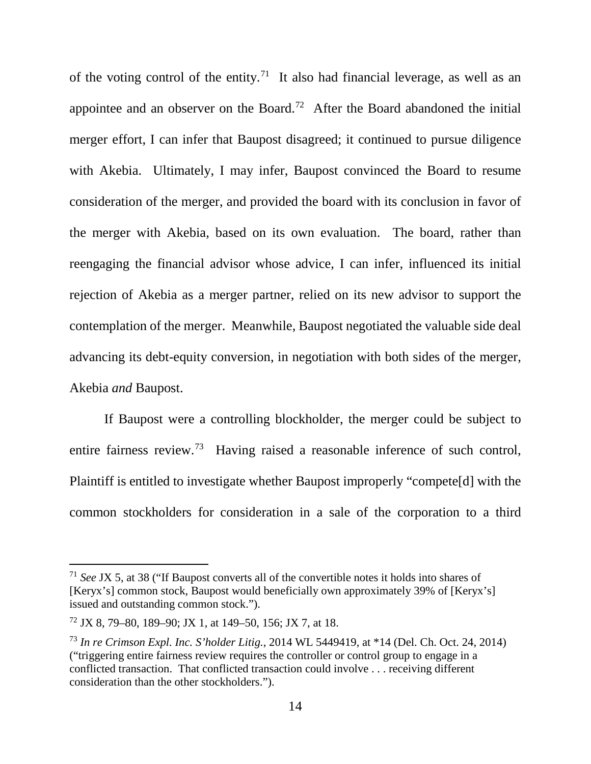of the voting control of the entity.[71] It also had financial leverage, as well as an appointee and an observer on the Board.[72] After the Board abandoned the initial merger effort, I can infer that Baupost disagreed; it continued to pursue diligence with Akebia. Ultimately, I may infer, Baupost convinced the Board to resume consideration of the merger, and provided the board with its conclusion in favor of the merger with Akebia, based on its own evaluation. The board, rather than reengaging the financial advisor whose advice, I can infer, influenced its initial rejection of Akebia as a merger partner, relied on its new advisor to support the contemplation of the merger. Meanwhile, Baupost negotiated the valuable side deal advancing its debt-equity conversion, in negotiation with both sides of the merger, Akebia *and* Baupost.

If Baupost were a controlling blockholder, the merger could be subject to entire fairness review.[73] Having raised a reasonable inference of such control, Plaintiff is entitled to investigate whether Baupost improperly "compete[d] with the common stockholders for consideration in a sale of the corporation to a third

---

[71] *See* JX 5, at 38 ("If Baupost converts all of the convertible notes it holds into shares of [Keryx's] common stock, Baupost would beneficially own approximately 39% of [Keryx's] issued and outstanding common stock.").

[72] JX 8, 79–80, 189–90; JX 1, at 149–50, 156; JX 7, at 18.

[73] *In re Crimson Expl. Inc. S'holder Litig.*, 2014 WL 5449419, at *14 (Del. Ch. Oct. 24, 2014) ("triggering entire fairness review requires the controller or control group to engage in a conflicted transaction. That conflicted transaction could involve . . . receiving different consideration than the other stockholders.").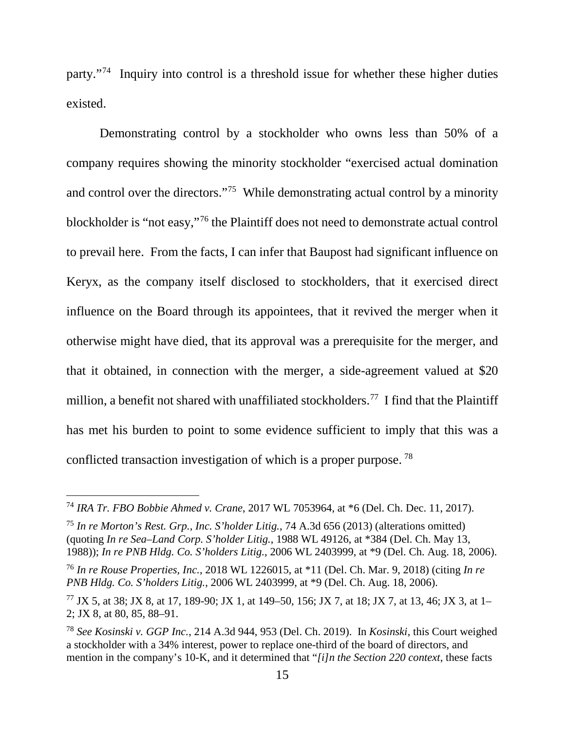party."[74] Inquiry into control is a threshold issue for whether these higher duties existed.

Demonstrating control by a stockholder who owns less than 50% of a company requires showing the minority stockholder "exercised actual domination and control over the directors."[75] While demonstrating actual control by a minority blockholder is "not easy,"[76] the Plaintiff does not need to demonstrate actual control to prevail here. From the facts, I can infer that Baupost had significant influence on Keryx, as the company itself disclosed to stockholders, that it exercised direct influence on the Board through its appointees, that it revived the merger when it otherwise might have died, that its approval was a prerequisite for the merger, and that it obtained, in connection with the merger, a side-agreement valued at $20 million, a benefit not shared with unaffiliated stockholders.[77] I find that the Plaintiff has met his burden to point to some evidence sufficient to imply that this was a conflicted transaction investigation of which is a proper purpose.[78]

---

[74] *IRA Tr. FBO Bobbie Ahmed v. Crane*, 2017 WL 7053964, at *6 (Del. Ch. Dec. 11, 2017).

[75] *In re Morton's Rest. Grp., Inc. S'holder Litig.*, 74 A.3d 656 (2013) (alterations omitted) (quoting *In re Sea–Land Corp. S'holder Litig.*, 1988 WL 49126, at *384 (Del. Ch. May 13, 1988)); *In re PNB Hldg. Co. S'holders Litig.*, 2006 WL 2403999, at *9 (Del. Ch. Aug. 18, 2006).

[76] *In re Rouse Properties, Inc.*, 2018 WL 1226015, at *11 (Del. Ch. Mar. 9, 2018) (citing *In re PNB Hldg. Co. S'holders Litig.*, 2006 WL 2403999, at *9 (Del. Ch. Aug. 18, 2006).

[77] JX 5, at 38; JX 8, at 17, 189-90; JX 1, at 149–50, 156; JX 7, at 18; JX 7, at 13, 46; JX 3, at 1–2; JX 8, at 80, 85, 88–91.

[78] *See Kosinski v. GGP Inc.*, 214 A.3d 944, 953 (Del. Ch. 2019). In *Kosinski*, this Court weighed a stockholder with a 34% interest, power to replace one-third of the board of directors, and mention in the company's 10-K, and it determined that "*[i]n the Section 220 context*, these facts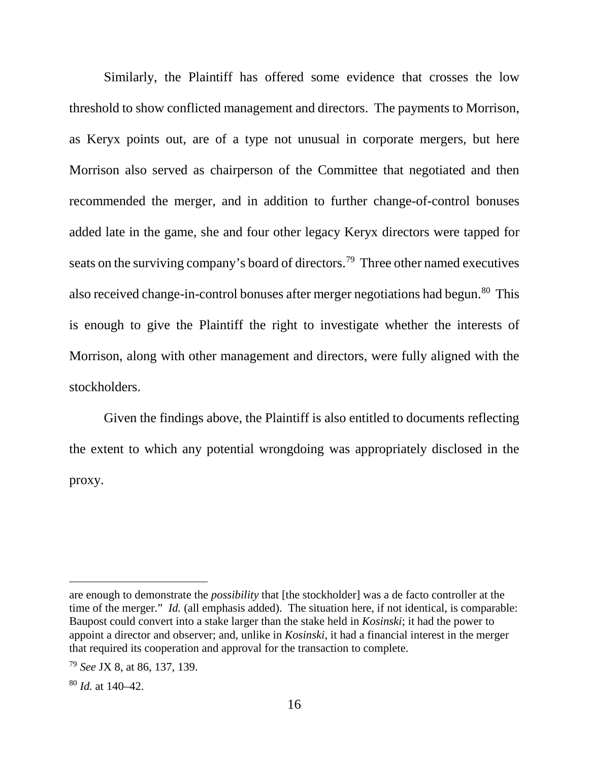Similarly, the Plaintiff has offered some evidence that crosses the low threshold to show conflicted management and directors. The payments to Morrison, as Keryx points out, are of a type not unusual in corporate mergers, but here Morrison also served as chairperson of the Committee that negotiated and then recommended the merger, and in addition to further change-of-control bonuses added late in the game, she and four other legacy Keryx directors were tapped for seats on the surviving company's board of directors.[79] Three other named executives also received change-in-control bonuses after merger negotiations had begun.[80] This is enough to give the Plaintiff the right to investigate whether the interests of Morrison, along with other management and directors, were fully aligned with the stockholders.

Given the findings above, the Plaintiff is also entitled to documents reflecting the extent to which any potential wrongdoing was appropriately disclosed in the proxy.

---

are enough to demonstrate the *possibility* that [the stockholder] was a de facto controller at the time of the merger." *Id.* (all emphasis added). The situation here, if not identical, is comparable: Baupost could convert into a stake larger than the stake held in *Kosinski*; it had the power to appoint a director and observer; and, unlike in *Kosinski*, it had a financial interest in the merger that required its cooperation and approval for the transaction to complete.

[79] *See* JX 8, at 86, 137, 139.

[80] *Id.* at 140–42.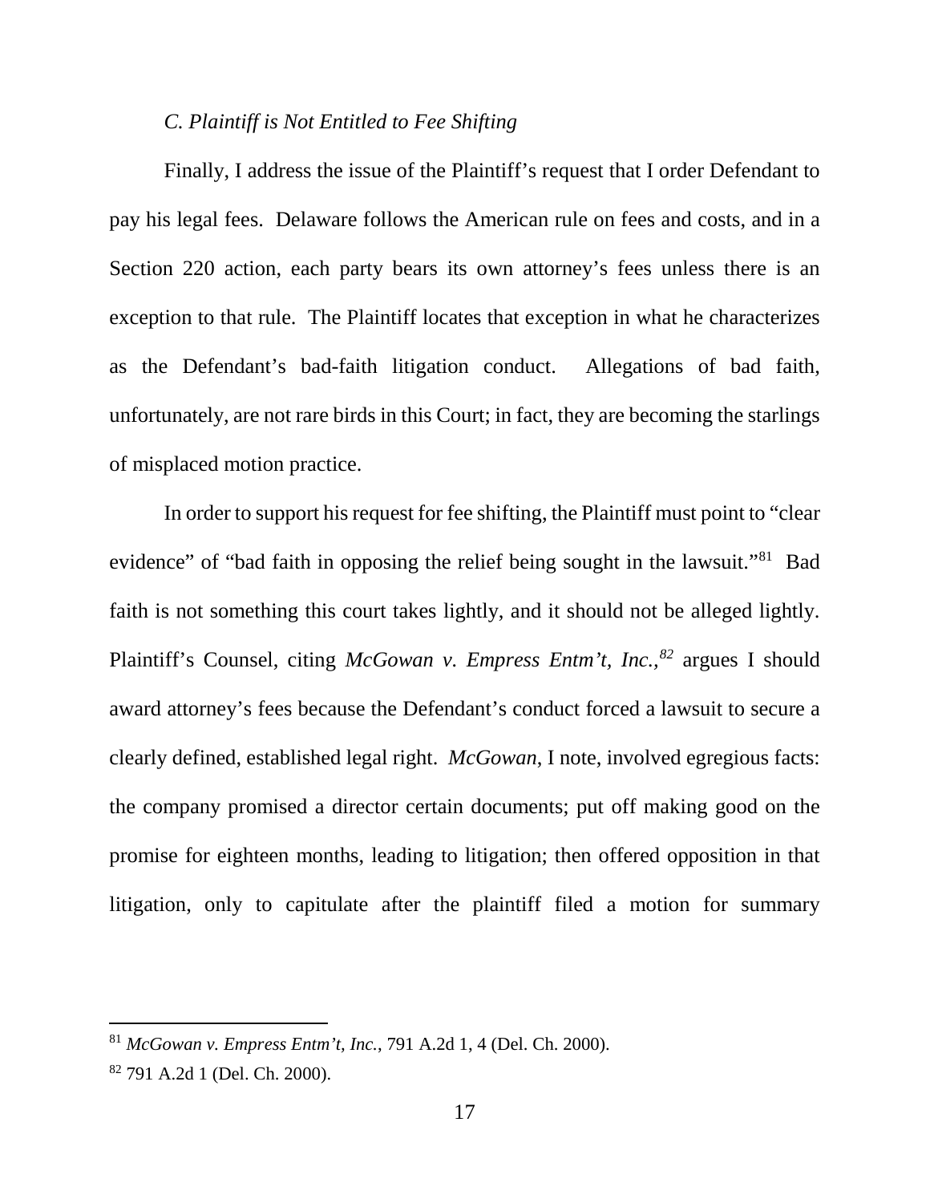*C. Plaintiff is Not Entitled to Fee Shifting*

Finally, I address the issue of the Plaintiff's request that I order Defendant to pay his legal fees. Delaware follows the American rule on fees and costs, and in a Section 220 action, each party bears its own attorney's fees unless there is an exception to that rule. The Plaintiff locates that exception in what he characterizes as the Defendant's bad-faith litigation conduct. Allegations of bad faith, unfortunately, are not rare birds in this Court; in fact, they are becoming the starlings of misplaced motion practice.

In order to support his request for fee shifting, the Plaintiff must point to "clear evidence" of "bad faith in opposing the relief being sought in the lawsuit."[81] Bad faith is not something this court takes lightly, and it should not be alleged lightly. Plaintiff's Counsel, citing *McGowan v. Empress Entm't, Inc.,*[82] argues I should award attorney's fees because the Defendant's conduct forced a lawsuit to secure a clearly defined, established legal right. *McGowan*, I note, involved egregious facts: the company promised a director certain documents; put off making good on the promise for eighteen months, leading to litigation; then offered opposition in that litigation, only to capitulate after the plaintiff filed a motion for summary

---

[81] *McGowan v. Empress Entm't, Inc.*, 791 A.2d 1, 4 (Del. Ch. 2000).

[82] 791 A.2d 1 (Del. Ch. 2000).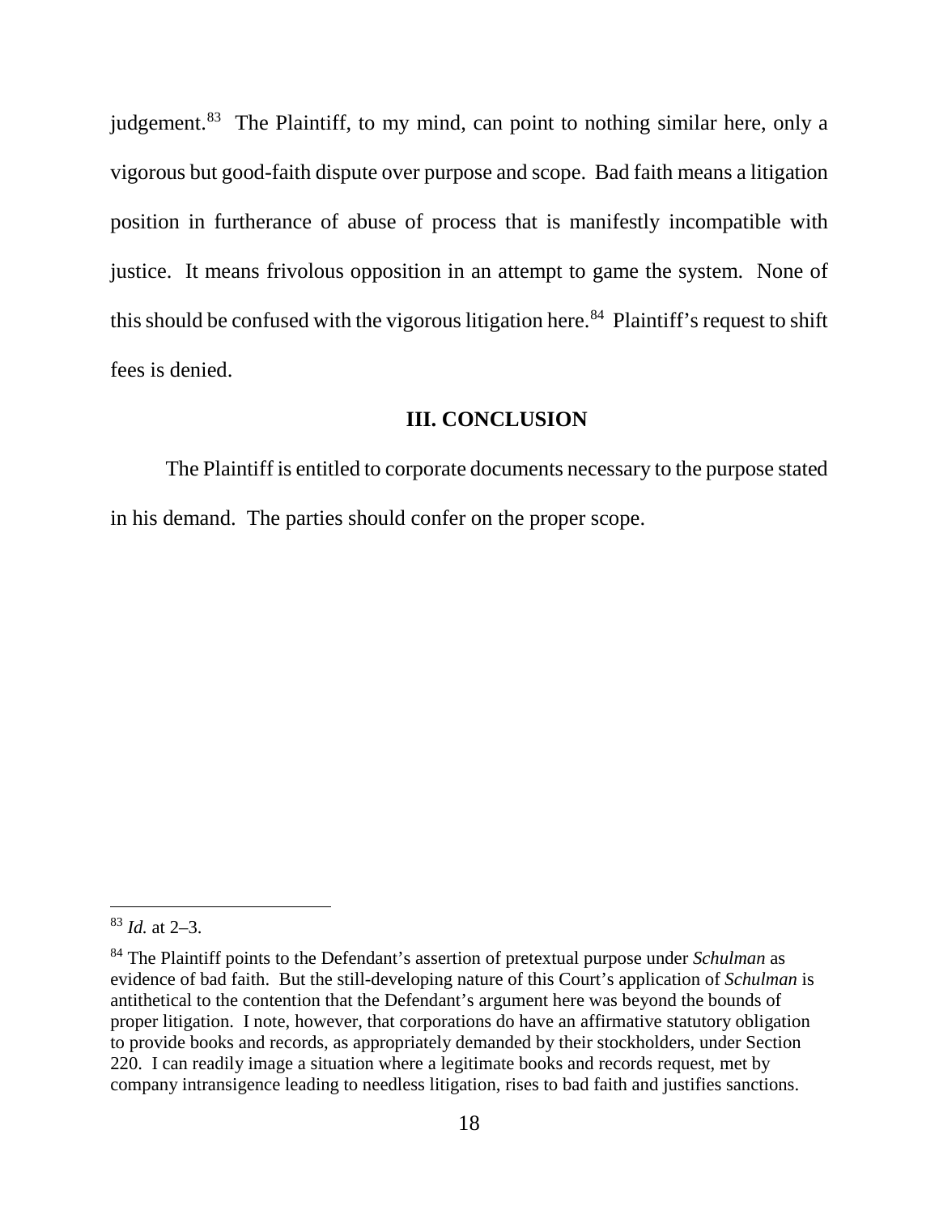judgement.[83] The Plaintiff, to my mind, can point to nothing similar here, only a vigorous but good-faith dispute over purpose and scope. Bad faith means a litigation position in furtherance of abuse of process that is manifestly incompatible with justice. It means frivolous opposition in an attempt to game the system. None of this should be confused with the vigorous litigation here.[84] Plaintiff's request to shift fees is denied.

## III. CONCLUSION

The Plaintiff is entitled to corporate documents necessary to the purpose stated in his demand. The parties should confer on the proper scope.

---

[83] *Id.* at 2–3.

[84] The Plaintiff points to the Defendant's assertion of pretextual purpose under *Schulman* as evidence of bad faith. But the still-developing nature of this Court's application of *Schulman* is antithetical to the contention that the Defendant's argument here was beyond the bounds of proper litigation. I note, however, that corporations do have an affirmative statutory obligation to provide books and records, as appropriately demanded by their stockholders, under Section 220. I can readily image a situation where a legitimate books and records request, met by company intransigence leading to needless litigation, rises to bad faith and justifies sanctions.